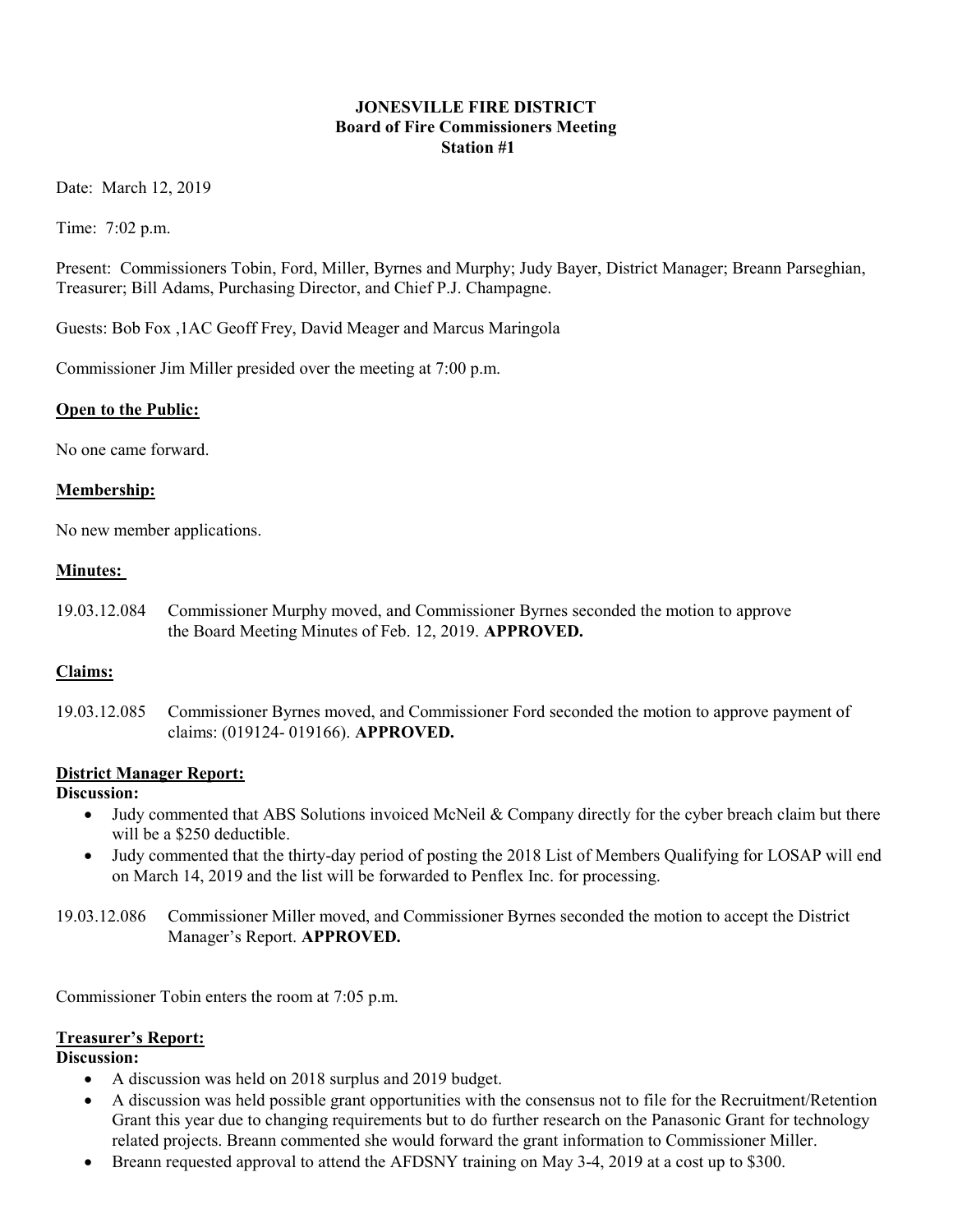**JONESVILLE FIRE DISTRICT**
**Board of Fire Commissioners Meeting**
**Station #1**

Date: March 12, 2019

Time: 7:02 p.m.

Present: Commissioners Tobin, Ford, Miller, Byrnes and Murphy; Judy Bayer, District Manager; Breann Parseghian, Treasurer; Bill Adams, Purchasing Director, and Chief P.J. Champagne.

Guests: Bob Fox ,1AC Geoff Frey, David Meager and Marcus Maringola

Commissioner Jim Miller presided over the meeting at 7:00 p.m.

**Open to the Public:**

No one came forward.

**Membership:**

No new member applications.

**Minutes:**

19.03.12.084 Commissioner Murphy moved, and Commissioner Byrnes seconded the motion to approve the Board Meeting Minutes of Feb. 12, 2019. **APPROVED.**

**Claims:**

19.03.12.085 Commissioner Byrnes moved, and Commissioner Ford seconded the motion to approve payment of claims: (019124- 019166). **APPROVED.**

**District Manager Report:**

**Discussion:**

- Judy commented that ABS Solutions invoiced McNeil & Company directly for the cyber breach claim but there will be a $250 deductible.
- Judy commented that the thirty-day period of posting the 2018 List of Members Qualifying for LOSAP will end on March 14, 2019 and the list will be forwarded to Penflex Inc. for processing.

19.03.12.086 Commissioner Miller moved, and Commissioner Byrnes seconded the motion to accept the District Manager's Report. **APPROVED.**

Commissioner Tobin enters the room at 7:05 p.m.

**Treasurer's Report:**

**Discussion:**

- A discussion was held on 2018 surplus and 2019 budget.
- A discussion was held possible grant opportunities with the consensus not to file for the Recruitment/Retention Grant this year due to changing requirements but to do further research on the Panasonic Grant for technology related projects. Breann commented she would forward the grant information to Commissioner Miller.
- Breann requested approval to attend the AFDSNY training on May 3-4, 2019 at a cost up to $300.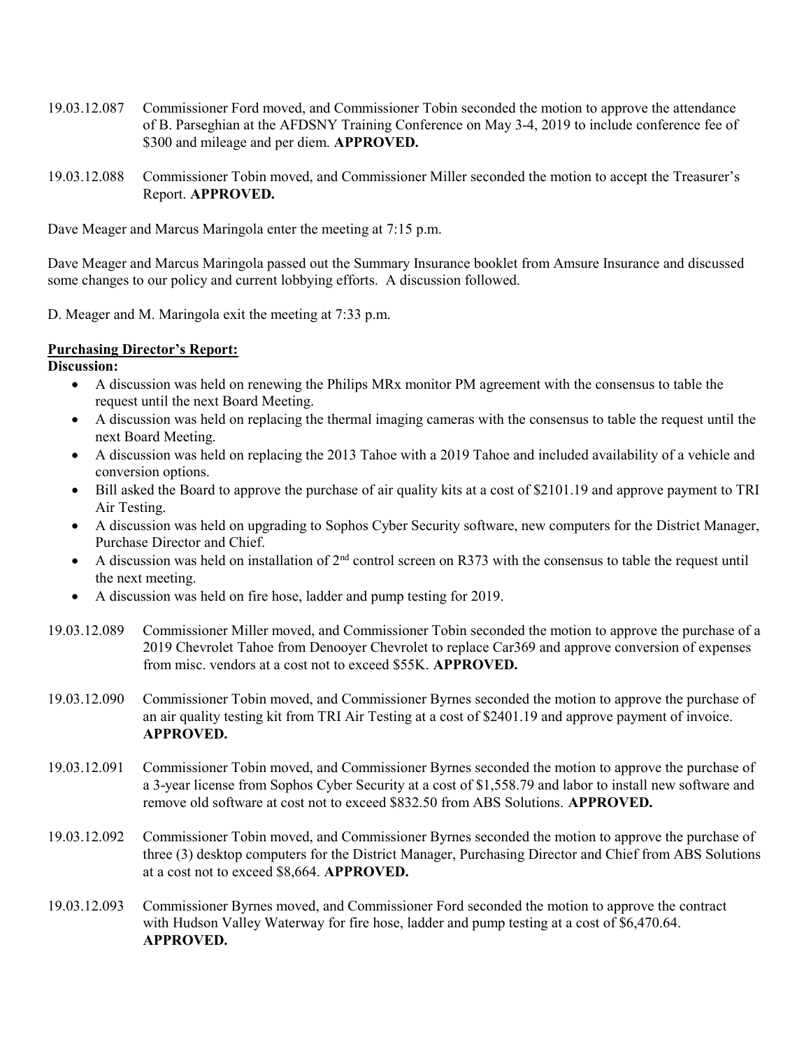19.03.12.087 Commissioner Ford moved, and Commissioner Tobin seconded the motion to approve the attendance of B. Parseghian at the AFDSNY Training Conference on May 3-4, 2019 to include conference fee of \$300 and mileage and per diem. **APPROVED.**

19.03.12.088 Commissioner Tobin moved, and Commissioner Miller seconded the motion to accept the Treasurer's Report. **APPROVED.**

Dave Meager and Marcus Maringola enter the meeting at 7:15 p.m.

Dave Meager and Marcus Maringola passed out the Summary Insurance booklet from Amsure Insurance and discussed some changes to our policy and current lobbying efforts. A discussion followed.

D. Meager and M. Maringola exit the meeting at 7:33 p.m.

**Purchasing Director's Report:**

**Discussion:**

- A discussion was held on renewing the Philips MRx monitor PM agreement with the consensus to table the request until the next Board Meeting.
- A discussion was held on replacing the thermal imaging cameras with the consensus to table the request until the next Board Meeting.
- A discussion was held on replacing the 2013 Tahoe with a 2019 Tahoe and included availability of a vehicle and conversion options.
- Bill asked the Board to approve the purchase of air quality kits at a cost of \$2101.19 and approve payment to TRI Air Testing.
- A discussion was held on upgrading to Sophos Cyber Security software, new computers for the District Manager, Purchase Director and Chief.
- A discussion was held on installation of 2nd control screen on R373 with the consensus to table the request until the next meeting.
- A discussion was held on fire hose, ladder and pump testing for 2019.

19.03.12.089 Commissioner Miller moved, and Commissioner Tobin seconded the motion to approve the purchase of a 2019 Chevrolet Tahoe from Denooyer Chevrolet to replace Car369 and approve conversion of expenses from misc. vendors at a cost not to exceed \$55K. **APPROVED.**

19.03.12.090 Commissioner Tobin moved, and Commissioner Byrnes seconded the motion to approve the purchase of an air quality testing kit from TRI Air Testing at a cost of \$2401.19 and approve payment of invoice. **APPROVED.**

19.03.12.091 Commissioner Tobin moved, and Commissioner Byrnes seconded the motion to approve the purchase of a 3-year license from Sophos Cyber Security at a cost of \$1,558.79 and labor to install new software and remove old software at cost not to exceed \$832.50 from ABS Solutions. **APPROVED.**

19.03.12.092 Commissioner Tobin moved, and Commissioner Byrnes seconded the motion to approve the purchase of three (3) desktop computers for the District Manager, Purchasing Director and Chief from ABS Solutions at a cost not to exceed \$8,664. **APPROVED.**

19.03.12.093 Commissioner Byrnes moved, and Commissioner Ford seconded the motion to approve the contract with Hudson Valley Waterway for fire hose, ladder and pump testing at a cost of \$6,470.64. **APPROVED.**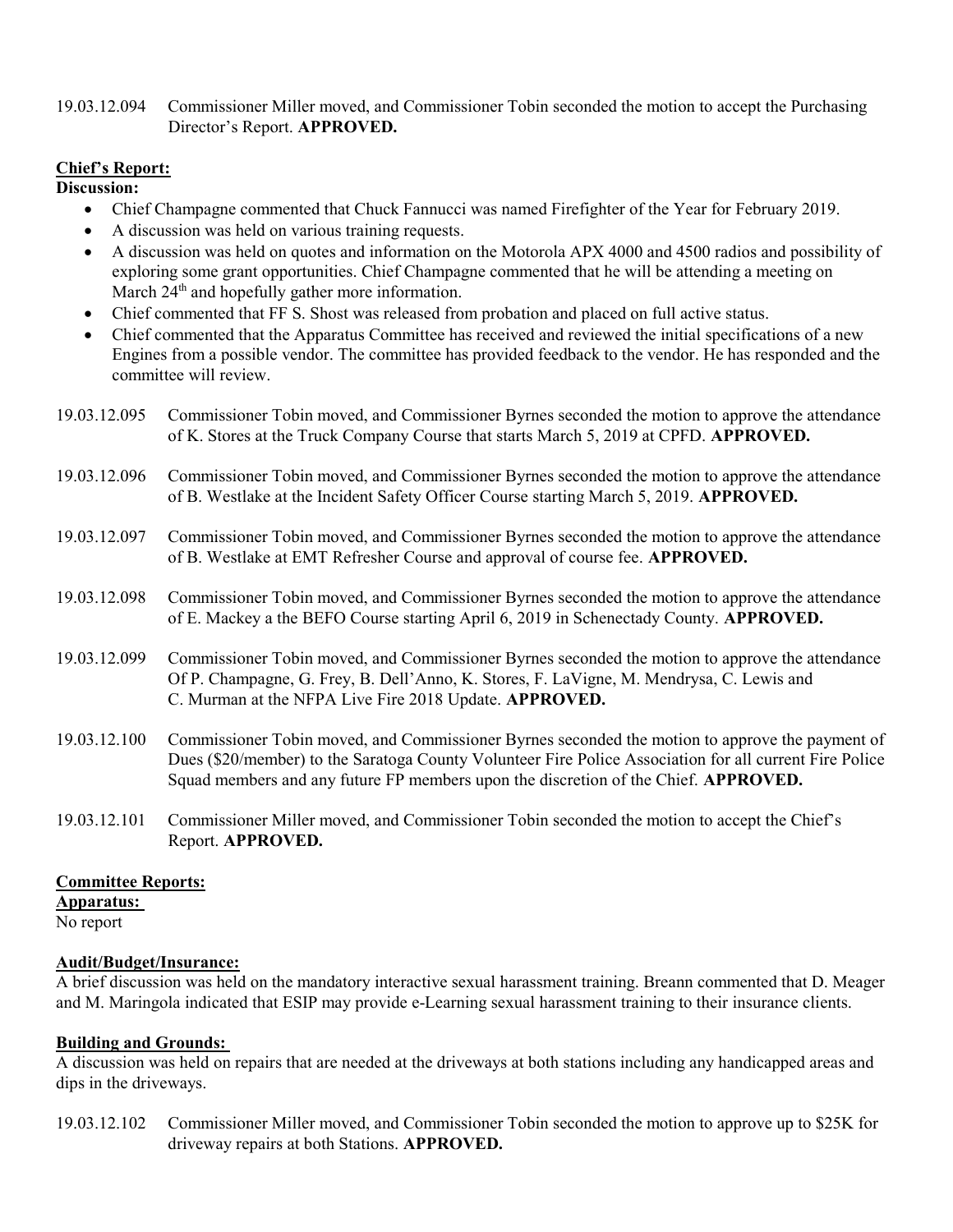19.03.12.094 Commissioner Miller moved, and Commissioner Tobin seconded the motion to accept the Purchasing Director's Report. **APPROVED.**

**Chief's Report:**

**Discussion:**

- Chief Champagne commented that Chuck Fannucci was named Firefighter of the Year for February 2019.
- A discussion was held on various training requests.
- A discussion was held on quotes and information on the Motorola APX 4000 and 4500 radios and possibility of exploring some grant opportunities. Chief Champagne commented that he will be attending a meeting on March 24th and hopefully gather more information.
- Chief commented that FF S. Shost was released from probation and placed on full active status.
- Chief commented that the Apparatus Committee has received and reviewed the initial specifications of a new Engines from a possible vendor. The committee has provided feedback to the vendor. He has responded and the committee will review.

19.03.12.095 Commissioner Tobin moved, and Commissioner Byrnes seconded the motion to approve the attendance of K. Stores at the Truck Company Course that starts March 5, 2019 at CPFD. **APPROVED.**

19.03.12.096 Commissioner Tobin moved, and Commissioner Byrnes seconded the motion to approve the attendance of B. Westlake at the Incident Safety Officer Course starting March 5, 2019. **APPROVED.**

19.03.12.097 Commissioner Tobin moved, and Commissioner Byrnes seconded the motion to approve the attendance of B. Westlake at EMT Refresher Course and approval of course fee. **APPROVED.**

19.03.12.098 Commissioner Tobin moved, and Commissioner Byrnes seconded the motion to approve the attendance of E. Mackey a the BEFO Course starting April 6, 2019 in Schenectady County. **APPROVED.**

19.03.12.099 Commissioner Tobin moved, and Commissioner Byrnes seconded the motion to approve the attendance Of P. Champagne, G. Frey, B. Dell'Anno, K. Stores, F. LaVigne, M. Mendrysa, C. Lewis and C. Murman at the NFPA Live Fire 2018 Update. **APPROVED.**

19.03.12.100 Commissioner Tobin moved, and Commissioner Byrnes seconded the motion to approve the payment of Dues ($20/member) to the Saratoga County Volunteer Fire Police Association for all current Fire Police Squad members and any future FP members upon the discretion of the Chief. **APPROVED.**

19.03.12.101 Commissioner Miller moved, and Commissioner Tobin seconded the motion to accept the Chief's Report. **APPROVED.**

**Committee Reports:**

**Apparatus:**

No report

**Audit/Budget/Insurance:**

A brief discussion was held on the mandatory interactive sexual harassment training. Breann commented that D. Meager and M. Maringola indicated that ESIP may provide e-Learning sexual harassment training to their insurance clients.

**Building and Grounds:**

A discussion was held on repairs that are needed at the driveways at both stations including any handicapped areas and dips in the driveways.

19.03.12.102 Commissioner Miller moved, and Commissioner Tobin seconded the motion to approve up to $25K for driveway repairs at both Stations. **APPROVED.**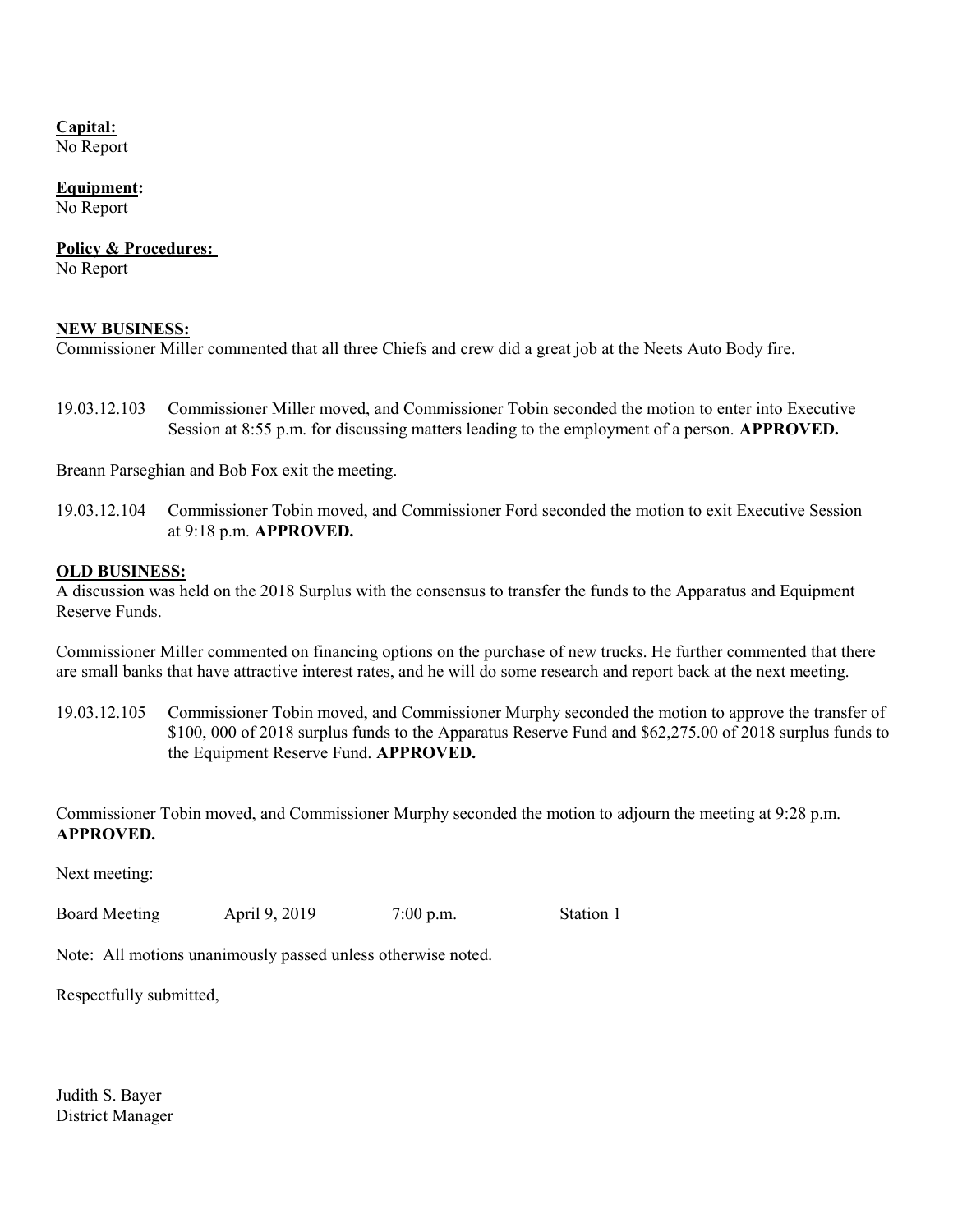**Capital:**
No Report

**Equipment:**
No Report

**Policy & Procedures:**
No Report

**NEW BUSINESS:**
Commissioner Miller commented that all three Chiefs and crew did a great job at the Neets Auto Body fire.

19.03.12.103 Commissioner Miller moved, and Commissioner Tobin seconded the motion to enter into Executive Session at 8:55 p.m. for discussing matters leading to the employment of a person. **APPROVED.**

Breann Parseghian and Bob Fox exit the meeting.

19.03.12.104 Commissioner Tobin moved, and Commissioner Ford seconded the motion to exit Executive Session at 9:18 p.m. **APPROVED.**

**OLD BUSINESS:**
A discussion was held on the 2018 Surplus with the consensus to transfer the funds to the Apparatus and Equipment Reserve Funds.

Commissioner Miller commented on financing options on the purchase of new trucks. He further commented that there are small banks that have attractive interest rates, and he will do some research and report back at the next meeting.

19.03.12.105 Commissioner Tobin moved, and Commissioner Murphy seconded the motion to approve the transfer of $100, 000 of 2018 surplus funds to the Apparatus Reserve Fund and $62,275.00 of 2018 surplus funds to the Equipment Reserve Fund. **APPROVED.**

Commissioner Tobin moved, and Commissioner Murphy seconded the motion to adjourn the meeting at 9:28 p.m. **APPROVED.**

Next meeting:

Board Meeting April 9, 2019 7:00 p.m. Station 1

Note: All motions unanimously passed unless otherwise noted.

Respectfully submitted,

Judith S. Bayer
District Manager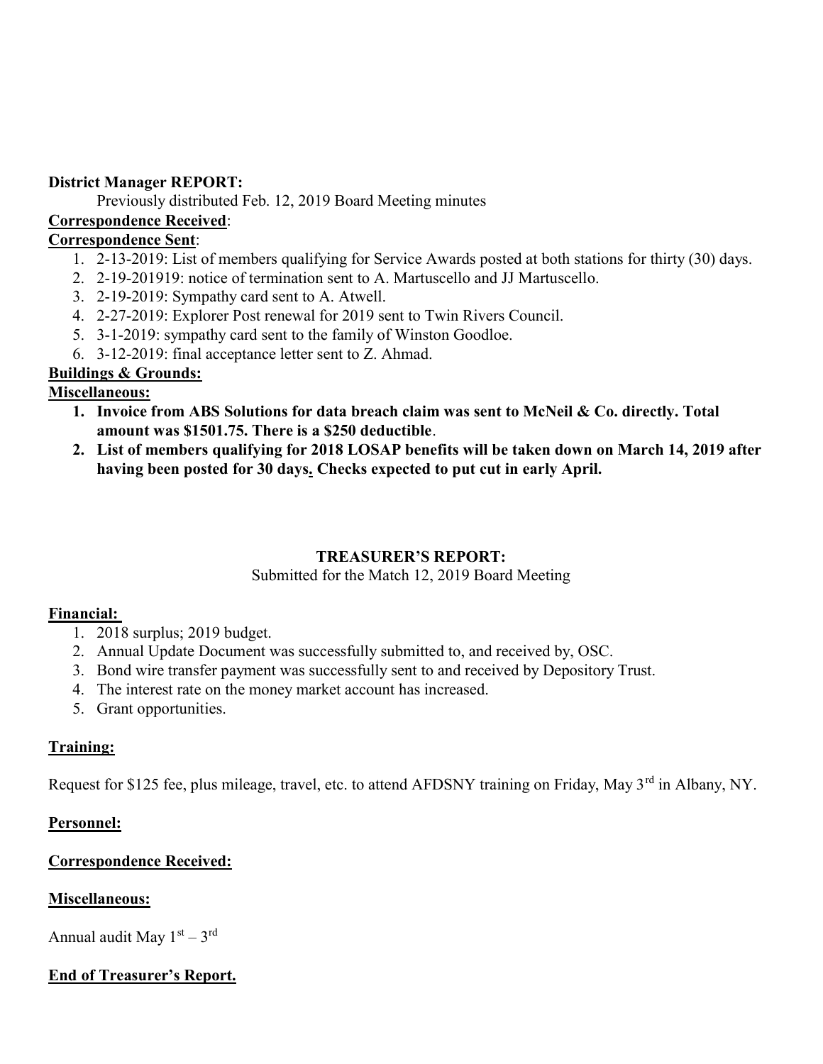**District Manager REPORT:**

Previously distributed Feb. 12, 2019 Board Meeting minutes

**Correspondence Received**:

**Correspondence Sent**:

1. 2-13-2019: List of members qualifying for Service Awards posted at both stations for thirty (30) days.
2. 2-19-201919: notice of termination sent to A. Martuscello and JJ Martuscello.
3. 2-19-2019: Sympathy card sent to A. Atwell.
4. 2-27-2019: Explorer Post renewal for 2019 sent to Twin Rivers Council.
5. 3-1-2019: sympathy card sent to the family of Winston Goodloe.
6. 3-12-2019: final acceptance letter sent to Z. Ahmad.

**Buildings & Grounds:**

**Miscellaneous:**

1. **Invoice from ABS Solutions for data breach claim was sent to McNeil & Co. directly. Total amount was $1501.75. There is a $250 deductible**.
2. **List of members qualifying for 2018 LOSAP benefits will be taken down on March 14, 2019 after having been posted for 30 days. Checks expected to put cut in early April.**

**TREASURER'S REPORT:**

Submitted for the Match 12, 2019 Board Meeting

**Financial:**

1. 2018 surplus; 2019 budget.
2. Annual Update Document was successfully submitted to, and received by, OSC.
3. Bond wire transfer payment was successfully sent to and received by Depository Trust.
4. The interest rate on the money market account has increased.
5. Grant opportunities.

**Training:**

Request for $125 fee, plus mileage, travel, etc. to attend AFDSNY training on Friday, May 3rd in Albany, NY.

**Personnel:**

**Correspondence Received:**

**Miscellaneous:**

Annual audit May 1st – 3rd

**End of Treasurer's Report.**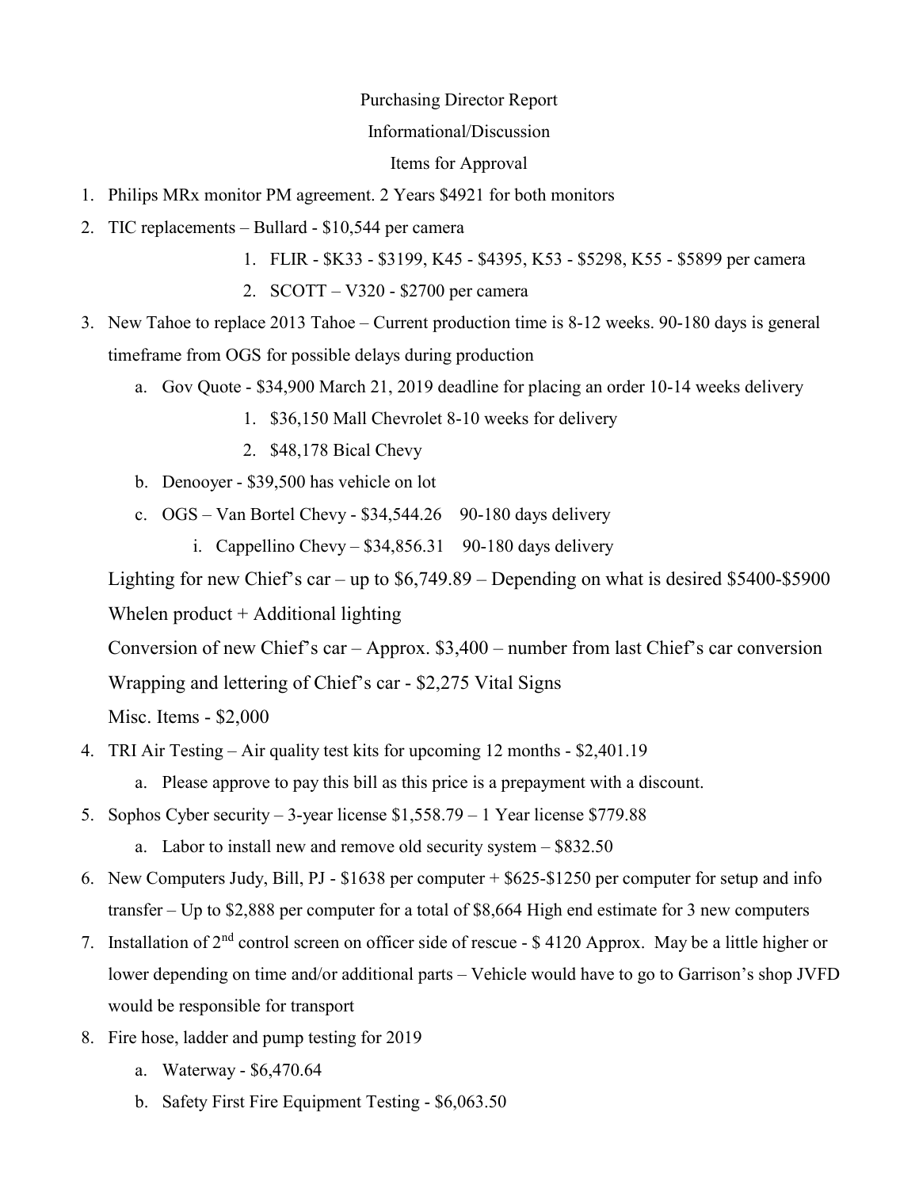Purchasing Director Report

Informational/Discussion

Items for Approval

1. Philips MRx monitor PM agreement. 2 Years $4921 for both monitors
2. TIC replacements – Bullard - $10,544 per camera
   1. FLIR - $K33 - $3199, K45 - $4395, K53 - $5298, K55 - $5899 per camera
   2. SCOTT – V320 - $2700 per camera
3. New Tahoe to replace 2013 Tahoe – Current production time is 8-12 weeks. 90-180 days is general timeframe from OGS for possible delays during production
   a. Gov Quote - $34,900 March 21, 2019 deadline for placing an order 10-14 weeks delivery
      1. $36,150 Mall Chevrolet 8-10 weeks for delivery
      2. $48,178 Bical Chevy
   b. Denooyer - $39,500 has vehicle on lot
   c. OGS – Van Bortel Chevy - $34,544.26 90-180 days delivery
      i. Cappellino Chevy – $34,856.31 90-180 days delivery

   Lighting for new Chief's car – up to $6,749.89 – Depending on what is desired $5400-$5900 Whelen product + Additional lighting

   Conversion of new Chief's car – Approx. $3,400 – number from last Chief's car conversion

   Wrapping and lettering of Chief's car - $2,275 Vital Signs

   Misc. Items - $2,000
4. TRI Air Testing – Air quality test kits for upcoming 12 months - $2,401.19
   a. Please approve to pay this bill as this price is a prepayment with a discount.
5. Sophos Cyber security – 3-year license $1,558.79 – 1 Year license $779.88
   a. Labor to install new and remove old security system – $832.50
6. New Computers Judy, Bill, PJ - $1638 per computer + $625-$1250 per computer for setup and info transfer – Up to $2,888 per computer for a total of $8,664 High end estimate for 3 new computers
7. Installation of 2nd control screen on officer side of rescue - $ 4120 Approx. May be a little higher or lower depending on time and/or additional parts – Vehicle would have to go to Garrison's shop JVFD would be responsible for transport
8. Fire hose, ladder and pump testing for 2019
   a. Waterway - $6,470.64
   b. Safety First Fire Equipment Testing - $6,063.50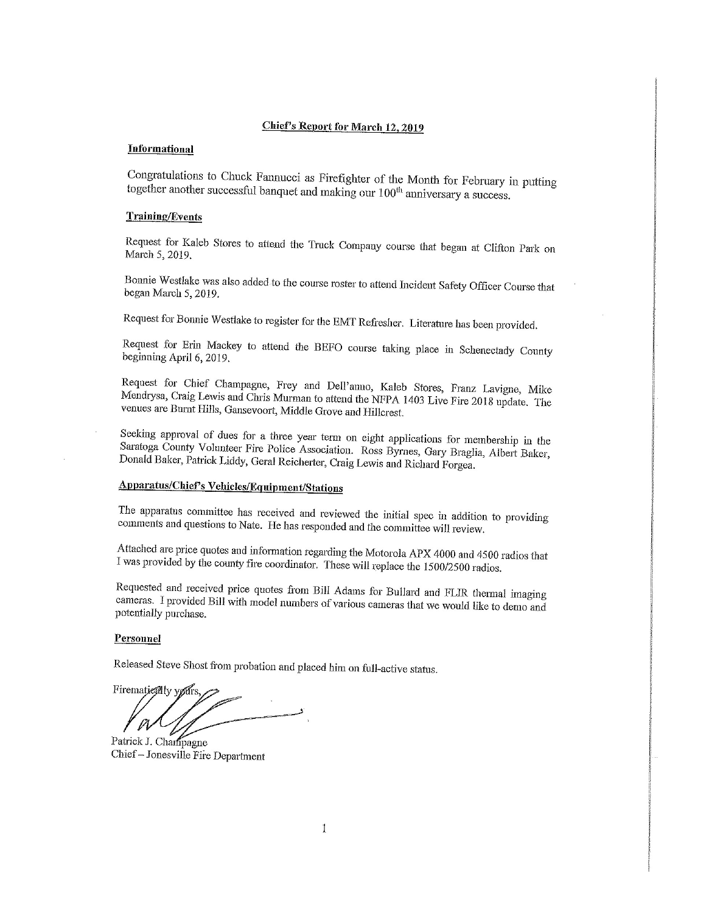## Chief's Report for March 12, 2019

### Informational

Congratulations to Chuck Fannucci as Firefighter of the Month for February in putting together another successful banquet and making our 100th anniversary a success.

### Training/Events

Request for Kaleb Stores to attend the Truck Company course that began at Clifton Park on March 5, 2019.

Bonnie Westlake was also added to the course roster to attend Incident Safety Officer Course that began March 5, 2019.

Request for Bonnie Westlake to register for the EMT Refresher. Literature has been provided.

Request for Erin Mackey to attend the BEFO course taking place in Schenectady County beginning April 6, 2019.

Request for Chief Champagne, Frey and Dell'anno, Kaleb Stores, Franz Lavigne, Mike Mendrysa, Craig Lewis and Chris Murman to attend the NFPA 1403 Live Fire 2018 update. The venues are Burnt Hills, Gansevoort, Middle Grove and Hillcrest.

Seeking approval of dues for a three year term on eight applications for membership in the Saratoga County Volunteer Fire Police Association. Ross Byrnes, Gary Braglia, Albert Baker, Donald Baker, Patrick Liddy, Geral Reicherter, Craig Lewis and Richard Forgea.

### Apparatus/Chief's Vehicles/Equipment/Stations

The apparatus committee has received and reviewed the initial spec in addition to providing comments and questions to Nate. He has responded and the committee will review.

Attached are price quotes and information regarding the Motorola APX 4000 and 4500 radios that I was provided by the county fire coordinator. These will replace the 1500/2500 radios.

Requested and received price quotes from Bill Adams for Bullard and FLIR thermal imaging cameras. I provided Bill with model numbers of various cameras that we would like to demo and potentially purchase.

### Personnel

Released Steve Shost from probation and placed him on full-active status.

Firematically yours,

Patrick J. Champagne
Chief – Jonesville Fire Department